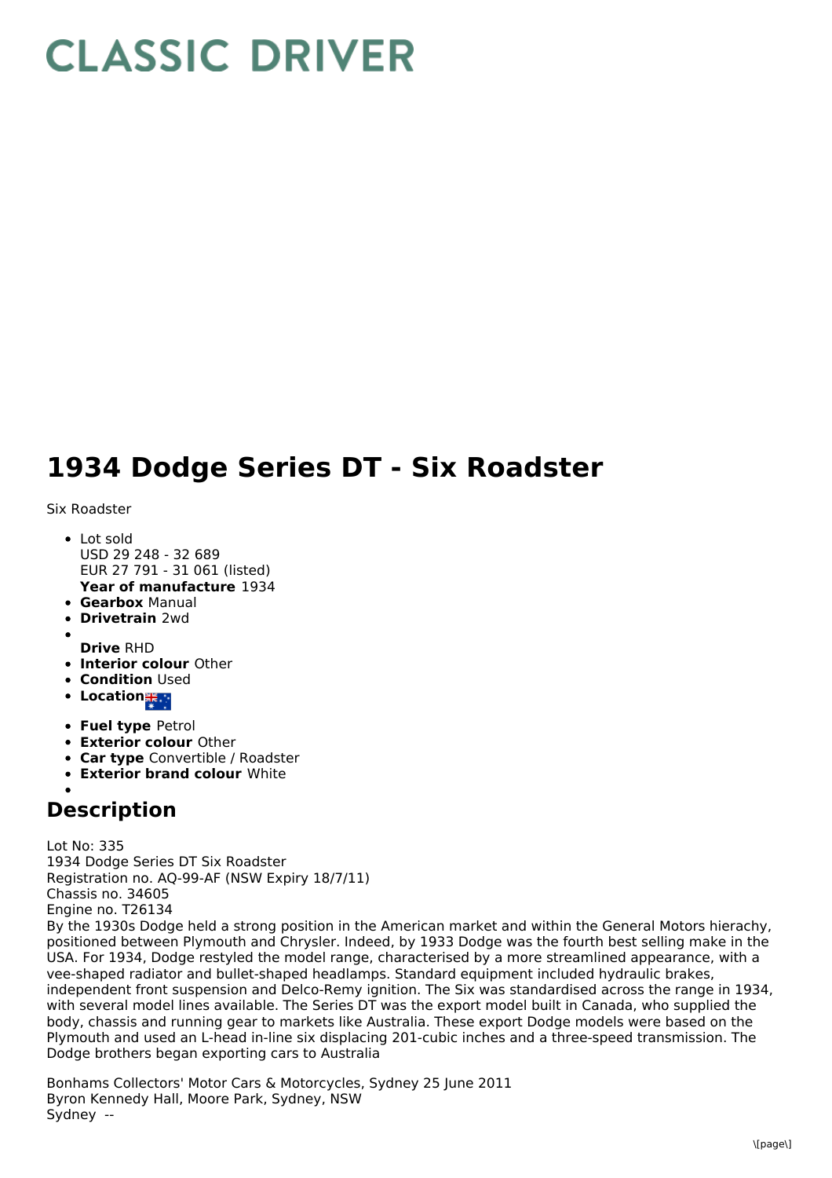# CLASSIC DRIVER

# 1934 Dodge Series DT - Six Roadster

Six Roadster

- Lot sold
  USD 29 248 - 32 689
  EUR 27 791 - 31 061 (listed)
  **Year of manufacture** 1934
- **Gearbox** Manual
- **Drivetrain** 2wd
- **Drive** RHD
- **Interior colour** Other
- **Condition** Used
- **Location**
- **Fuel type** Petrol
- **Exterior colour** Other
- **Car type** Convertible / Roadster
- **Exterior brand colour** White

## Description

Lot No: 335
1934 Dodge Series DT Six Roadster
Registration no. AQ-99-AF (NSW Expiry 18/7/11)
Chassis no. 34605
Engine no. T26134
By the 1930s Dodge held a strong position in the American market and within the General Motors hierachy, positioned between Plymouth and Chrysler. Indeed, by 1933 Dodge was the fourth best selling make in the USA. For 1934, Dodge restyled the model range, characterised by a more streamlined appearance, with a vee-shaped radiator and bullet-shaped headlamps. Standard equipment included hydraulic brakes, independent front suspension and Delco-Remy ignition. The Six was standardised across the range in 1934, with several model lines available. The Series DT was the export model built in Canada, who supplied the body, chassis and running gear to markets like Australia. These export Dodge models were based on the Plymouth and used an L-head in-line six displacing 201-cubic inches and a three-speed transmission. The Dodge brothers began exporting cars to Australia

Bonhams Collectors' Motor Cars & Motorcycles, Sydney 25 June 2011
Byron Kennedy Hall, Moore Park, Sydney, NSW
Sydney --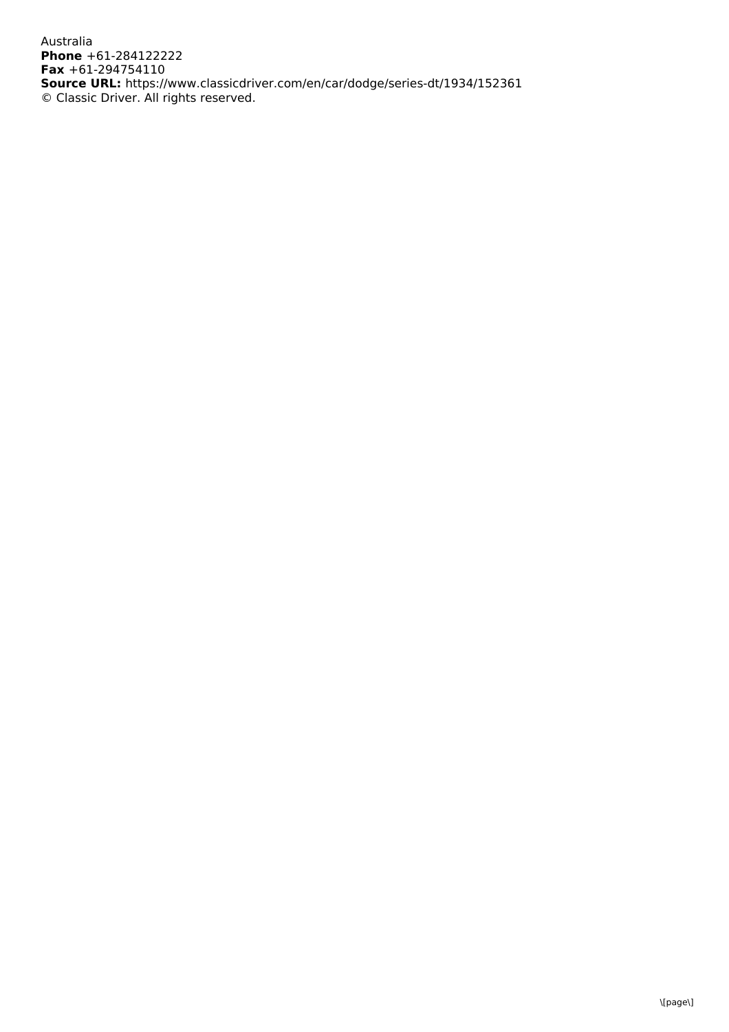Australia
**Phone** +61-284122222
**Fax** +61-294754110
**Source URL:** https://www.classicdriver.com/en/car/dodge/series-dt/1934/152361
© Classic Driver. All rights reserved.